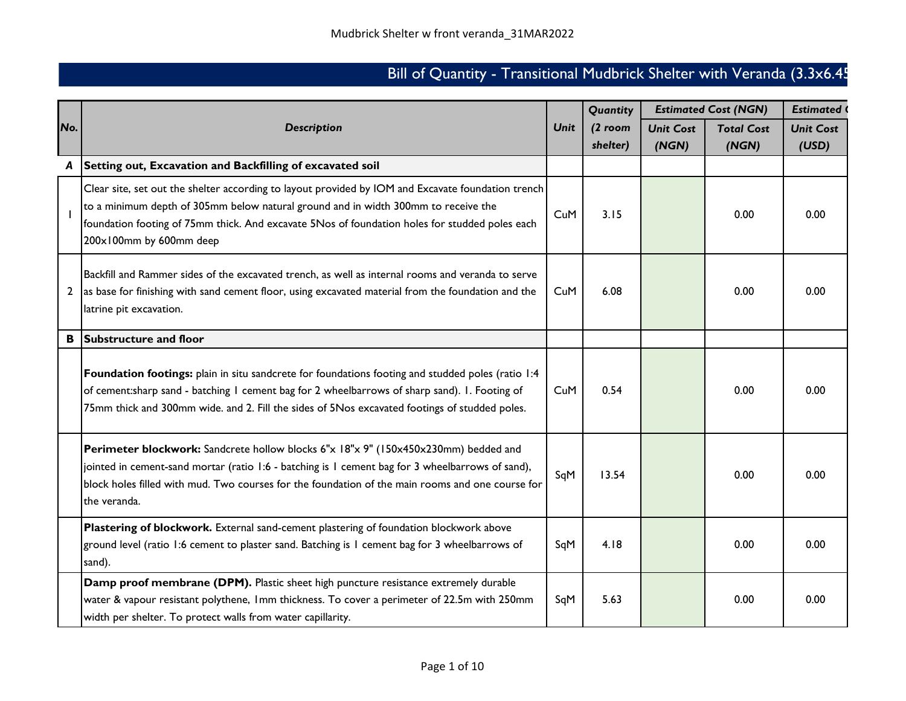# Bill of Quantity - Transitional Mudbrick Shelter with Veranda (3.3x6.45

| No. | Description | Unit | Quantity (2 room shelter) | Estimated Cost (NGN) | | Estimated ( |
|---|---|---|---|---|---|---|
| | | | | Unit Cost (NGN) | Total Cost (NGN) | Unit Cost (USD) |
| A | **Setting out, Excavation and Backfilling of excavated soil** | | | | | |
| 1 | Clear site, set out the shelter according to layout provided by IOM and Excavate foundation trench to a minimum depth of 305mm below natural ground and in width 300mm to receive the foundation footing of 75mm thick. And excavate 5Nos of foundation holes for studded poles each 200x100mm by 600mm deep | CuM | 3.15 | | 0.00 | 0.00 |
| 2 | Backfill and Rammer sides of the excavated trench, as well as internal rooms and veranda to serve as base for finishing with sand cement floor, using excavated material from the foundation and the latrine pit excavation. | CuM | 6.08 | | 0.00 | 0.00 |
| B | **Substructure and floor** | | | | | |
| | **Foundation footings:** plain in situ sandcrete for foundations footing and studded poles (ratio 1:4 of cement:sharp sand - batching 1 cement bag for 2 wheelbarrows of sharp sand). 1. Footing of 75mm thick and 300mm wide. and 2. Fill the sides of 5Nos excavated footings of studded poles. | CuM | 0.54 | | 0.00 | 0.00 |
| | **Perimeter blockwork:** Sandcrete hollow blocks 6"x 18"x 9" (150x450x230mm) bedded and jointed in cement-sand mortar (ratio 1:6 - batching is 1 cement bag for 3 wheelbarrows of sand), block holes filled with mud. Two courses for the foundation of the main rooms and one course for the veranda. | SqM | 13.54 | | 0.00 | 0.00 |
| | **Plastering of blockwork.** External sand-cement plastering of foundation blockwork above ground level (ratio 1:6 cement to plaster sand. Batching is 1 cement bag for 3 wheelbarrows of sand). | SqM | 4.18 | | 0.00 | 0.00 |
| | **Damp proof membrane (DPM).** Plastic sheet high puncture resistance extremely durable water & vapour resistant polythene, 1mm thickness. To cover a perimeter of 22.5m with 250mm width per shelter. To protect walls from water capillarity. | SqM | 5.63 | | 0.00 | 0.00 |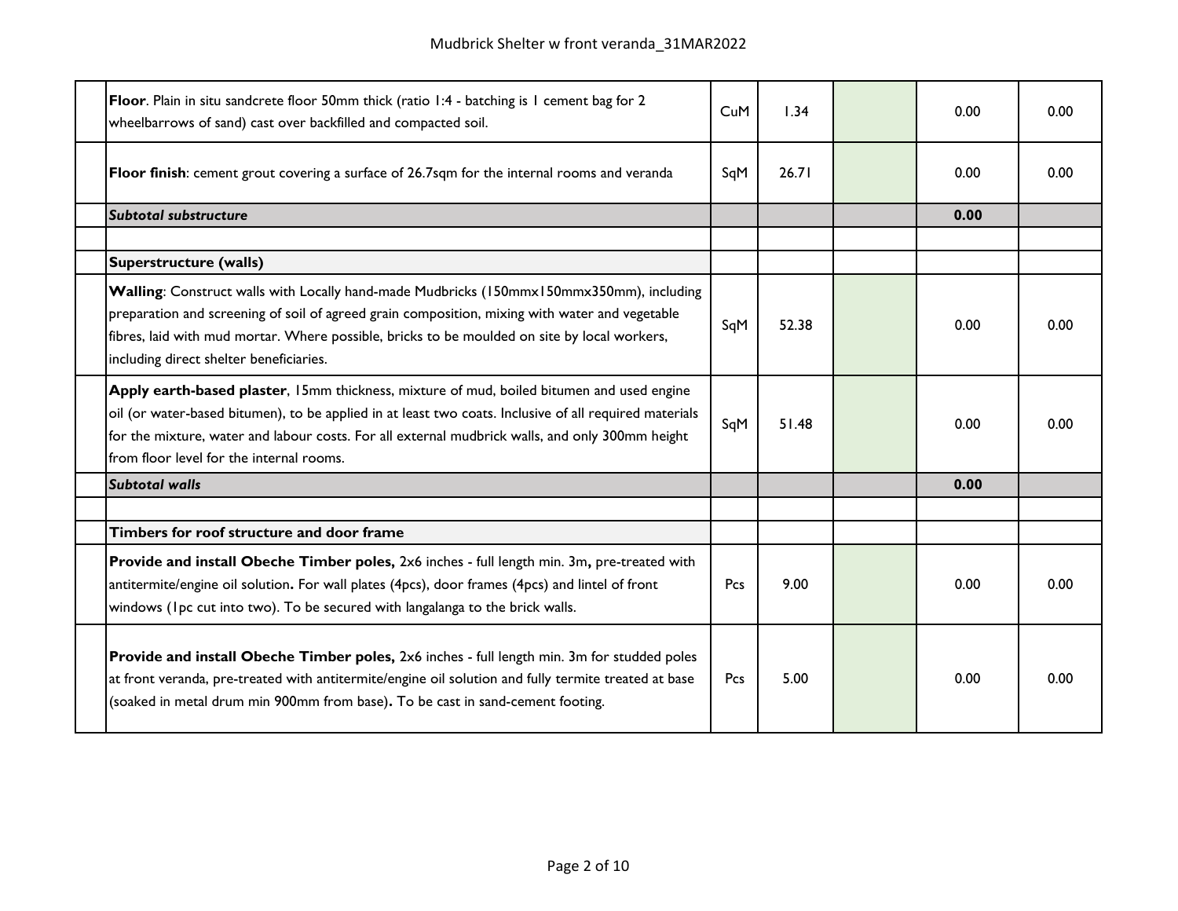| | | | | | | |
|---|---|---|---|---|---|---|
| | **Floor**. Plain in situ sandcrete floor 50mm thick (ratio 1:4 - batching is 1 cement bag for 2 wheelbarrows of sand) cast over backfilled and compacted soil. | CuM | 1.34 | | 0.00 | 0.00 |
| | **Floor finish**: cement grout covering a surface of 26.7sqm for the internal rooms and veranda | SqM | 26.71 | | 0.00 | 0.00 |
| | ***Subtotal substructure*** | | | | **0.00** | |
| | | | | | | |
| | **Superstructure (walls)** | | | | | |
| | **Walling**: Construct walls with Locally hand-made Mudbricks (150mmx150mmx350mm), including preparation and screening of soil of agreed grain composition, mixing with water and vegetable fibres, laid with mud mortar. Where possible, bricks to be moulded on site by local workers, including direct shelter beneficiaries. | SqM | 52.38 | | 0.00 | 0.00 |
| | **Apply earth-based plaster**, 15mm thickness, mixture of mud, boiled bitumen and used engine oil (or water-based bitumen), to be applied in at least two coats. Inclusive of all required materials for the mixture, water and labour costs. For all external mudbrick walls, and only 300mm height from floor level for the internal rooms. | SqM | 51.48 | | 0.00 | 0.00 |
| | ***Subtotal walls*** | | | | **0.00** | |
| | | | | | | |
| | **Timbers for roof structure and door frame** | | | | | |
| | **Provide and install Obeche Timber poles,** 2x6 inches - full length min. 3m**,** pre-treated with antitermite/engine oil solution**.** For wall plates (4pcs), door frames (4pcs) and lintel of front windows (1pc cut into two). To be secured with langalanga to the brick walls. | Pcs | 9.00 | | 0.00 | 0.00 |
| | **Provide and install Obeche Timber poles,** 2x6 inches - full length min. 3m for studded poles at front veranda, pre-treated with antitermite/engine oil solution and fully termite treated at base (soaked in metal drum min 900mm from base)**.** To be cast in sand-cement footing. | Pcs | 5.00 | | 0.00 | 0.00 |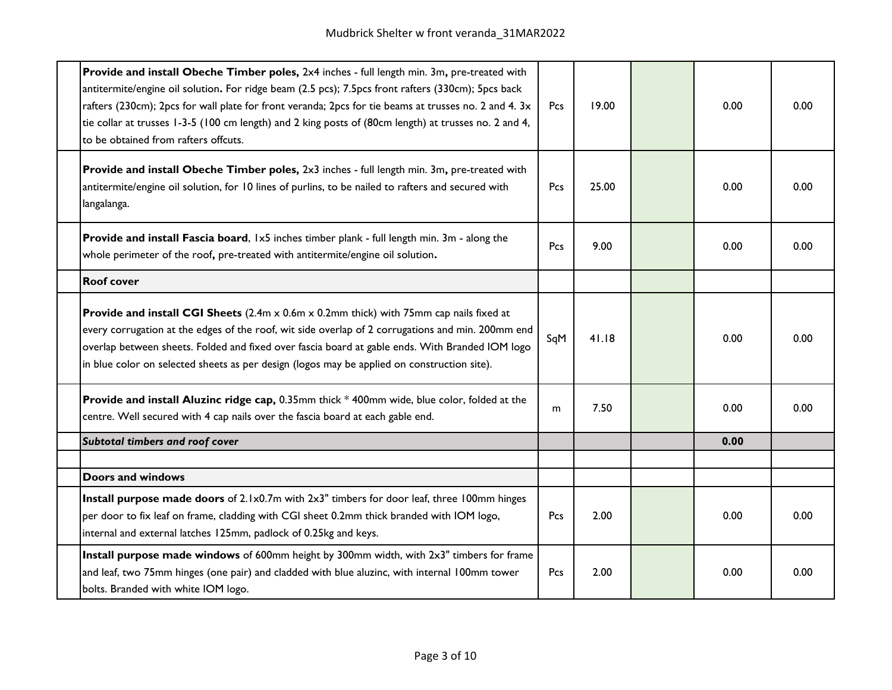|  | Description | Unit | Qty | Rate | Amount | |
|---|---|---|---|---|---|---|
|  | **Provide and install Obeche Timber poles,** 2x4 inches - full length min. 3m**,** pre-treated with antitermite/engine oil solution**.** For ridge beam (2.5 pcs); 7.5pcs front rafters (330cm); 5pcs back rafters (230cm); 2pcs for wall plate for front veranda; 2pcs for tie beams at trusses no. 2 and 4. 3x tie collar at trusses 1-3-5 (100 cm length) and 2 king posts of (80cm length) at trusses no. 2 and 4, to be obtained from rafters offcuts. | Pcs | 19.00 |  | 0.00 | 0.00 |
|  | **Provide and install Obeche Timber poles,** 2x3 inches - full length min. 3m**,** pre-treated with antitermite/engine oil solution, for 10 lines of purlins, to be nailed to rafters and secured with langalanga. | Pcs | 25.00 |  | 0.00 | 0.00 |
|  | **Provide and install Fascia board**, 1x5 inches timber plank - full length min. 3m - along the whole perimeter of the roof**,** pre-treated with antitermite/engine oil solution**.** | Pcs | 9.00 |  | 0.00 | 0.00 |
|  | **Roof cover** |  |  |  |  |  |
|  | **Provide and install CGI Sheets** (2.4m x 0.6m x 0.2mm thick) with 75mm cap nails fixed at every corrugation at the edges of the roof, wit side overlap of 2 corrugations and min. 200mm end overlap between sheets. Folded and fixed over fascia board at gable ends. With Branded IOM logo in blue color on selected sheets as per design (logos may be applied on construction site). | SqM | 41.18 |  | 0.00 | 0.00 |
|  | **Provide and install Aluzinc ridge cap,** 0.35mm thick * 400mm wide, blue color, folded at the centre. Well secured with 4 cap nails over the fascia board at each gable end. | m | 7.50 |  | 0.00 | 0.00 |
|  | ***Subtotal timbers and roof cover*** |  |  |  | **0.00** |  |
|  |  |  |  |  |  |  |
|  | **Doors and windows** |  |  |  |  |  |
|  | **Install purpose made doors** of 2.1x0.7m with 2x3" timbers for door leaf, three 100mm hinges per door to fix leaf on frame, cladding with CGI sheet 0.2mm thick branded with IOM logo, internal and external latches 125mm, padlock of 0.25kg and keys. | Pcs | 2.00 |  | 0.00 | 0.00 |
|  | **Install purpose made windows** of 600mm height by 300mm width, with 2x3" timbers for frame and leaf, two 75mm hinges (one pair) and cladded with blue aluzinc, with internal 100mm tower bolts. Branded with white IOM logo. | Pcs | 2.00 |  | 0.00 | 0.00 |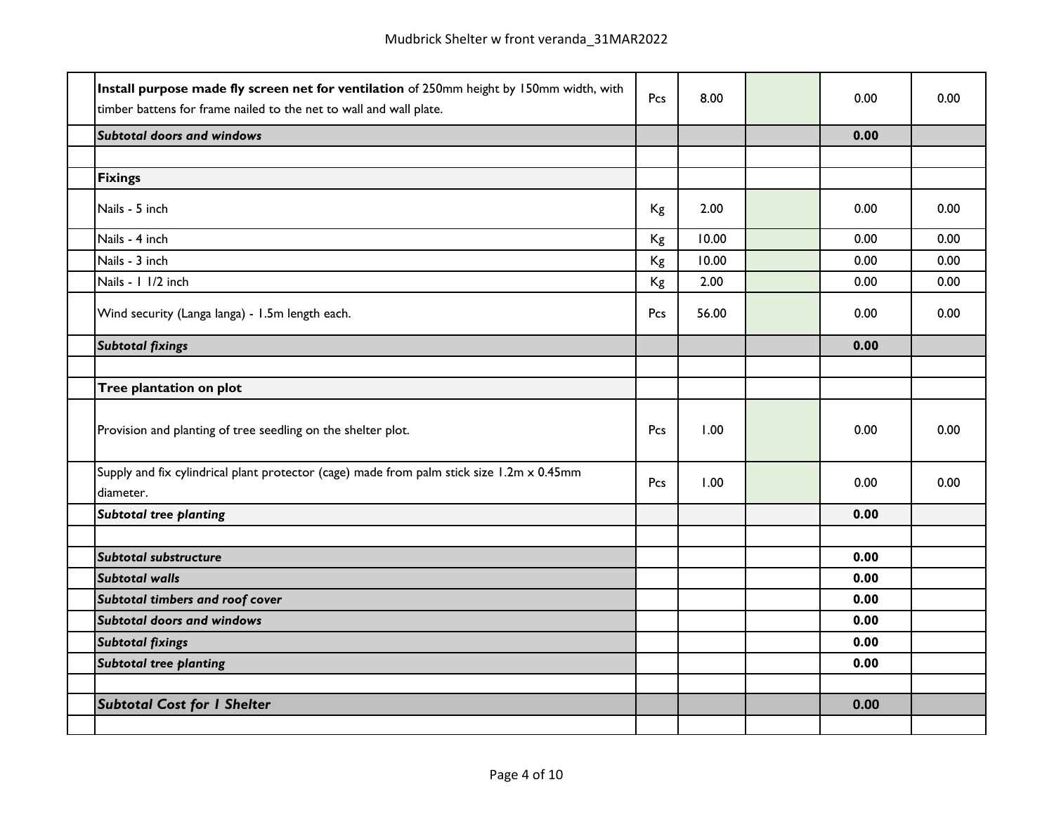| | | | | | | |
|---|---|---|---|---|---|---|
| | **Install purpose made fly screen net for ventilation** of 250mm height by 150mm width, with timber battens for frame nailed to the net to wall and wall plate. | Pcs | 8.00 | | 0.00 | 0.00 |
| | ***Subtotal doors and windows*** | | | | **0.00** | |
| | | | | | | |
| | **Fixings** | | | | | |
| | Nails - 5 inch | Kg | 2.00 | | 0.00 | 0.00 |
| | Nails - 4 inch | Kg | 10.00 | | 0.00 | 0.00 |
| | Nails - 3 inch | Kg | 10.00 | | 0.00 | 0.00 |
| | Nails - 1 1/2 inch | Kg | 2.00 | | 0.00 | 0.00 |
| | Wind security (Langa langa) - 1.5m length each. | Pcs | 56.00 | | 0.00 | 0.00 |
| | ***Subtotal fixings*** | | | | **0.00** | |
| | | | | | | |
| | **Tree plantation on plot** | | | | | |
| | Provision and planting of tree seedling on the shelter plot. | Pcs | 1.00 | | 0.00 | 0.00 |
| | Supply and fix cylindrical plant protector (cage) made from palm stick size 1.2m x 0.45mm diameter. | Pcs | 1.00 | | 0.00 | 0.00 |
| | ***Subtotal tree planting*** | | | | **0.00** | |
| | | | | | | |
| | ***Subtotal substructure*** | | | | **0.00** | |
| | ***Subtotal walls*** | | | | **0.00** | |
| | ***Subtotal timbers and roof cover*** | | | | **0.00** | |
| | ***Subtotal doors and windows*** | | | | **0.00** | |
| | ***Subtotal fixings*** | | | | **0.00** | |
| | ***Subtotal tree planting*** | | | | **0.00** | |
| | | | | | | |
| | ***Subtotal Cost for 1 Shelter*** | | | | **0.00** | |
| | | | | | | |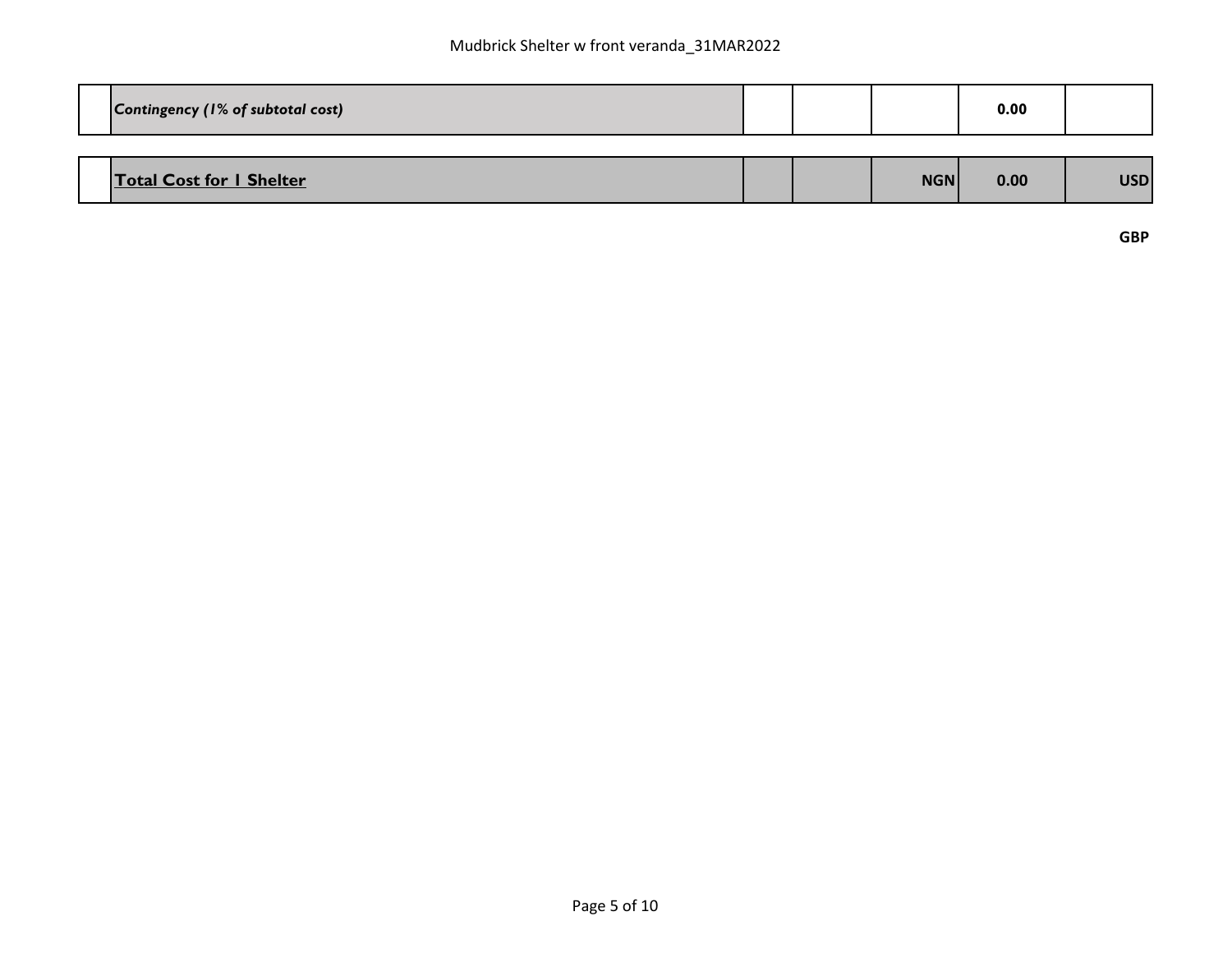| | | | | | | |
|---|---|---|---|---|---|---|
| | *Contingency (1% of subtotal cost)* | | | | **0.00** | |
| | **Total Cost for 1 Shelter** | | | **NGN** | **0.00** | **USD** |
| | | | | | | **GBP** |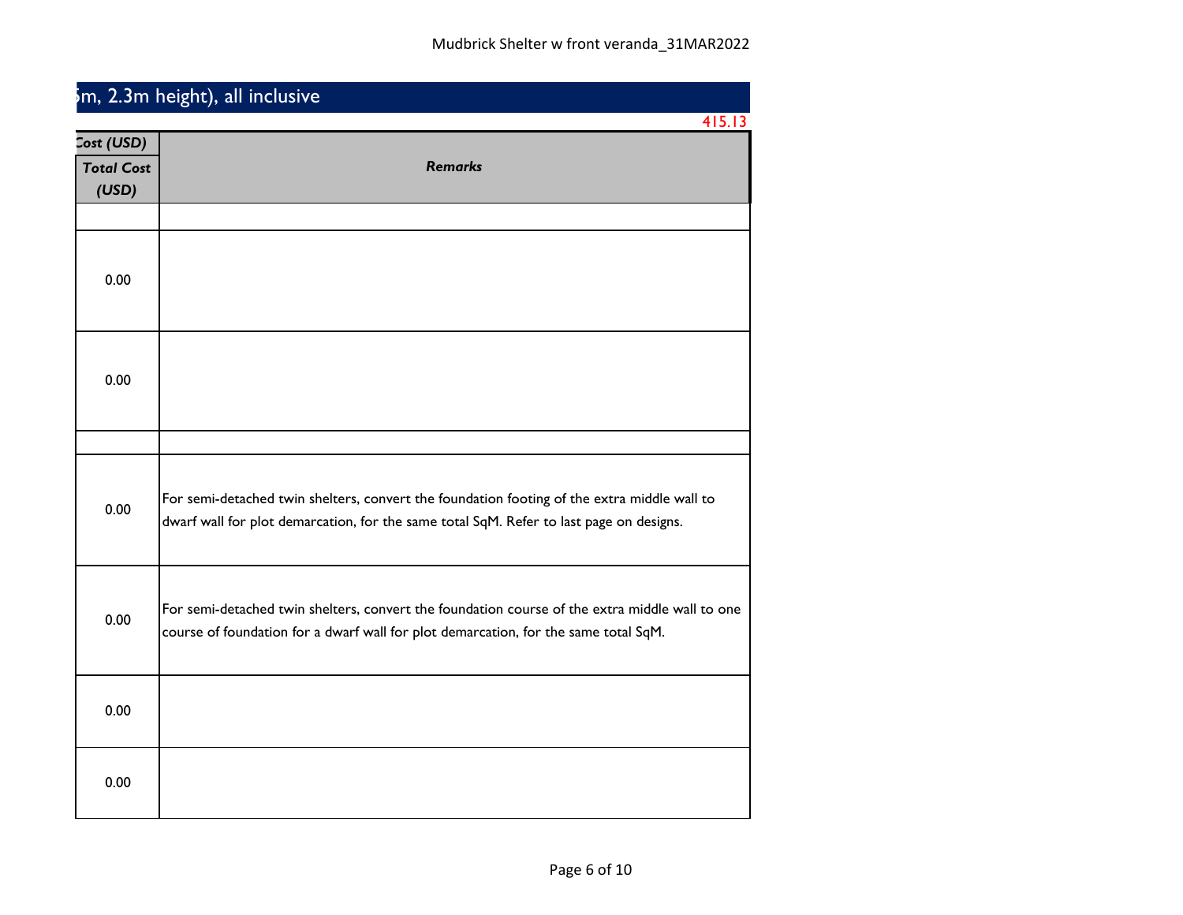## 5m, 2.3m height), all inclusive

415.13

| Cost (USD) Total Cost (USD) | Remarks |
|---|---|
| | |
| 0.00 | |
| 0.00 | |
| | |
| 0.00 | For semi-detached twin shelters, convert the foundation footing of the extra middle wall to dwarf wall for plot demarcation, for the same total SqM. Refer to last page on designs. |
| 0.00 | For semi-detached twin shelters, convert the foundation course of the extra middle wall to one course of foundation for a dwarf wall for plot demarcation, for the same total SqM. |
| 0.00 | |
| 0.00 | |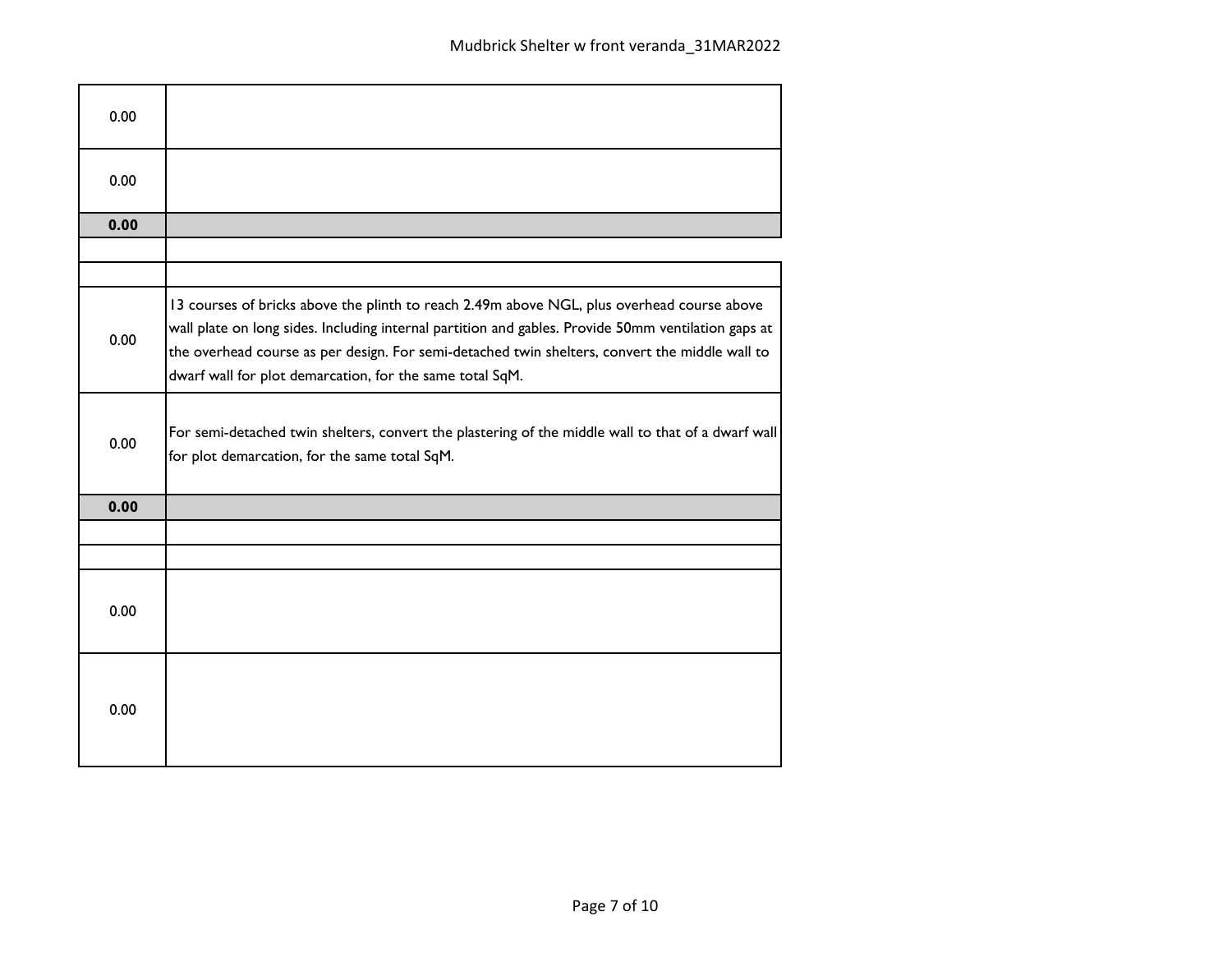| | |
|---|---|
| 0.00 | |
| 0.00 | |
| **0.00** | |
| | |
| | |
| 0.00 | 13 courses of bricks above the plinth to reach 2.49m above NGL, plus overhead course above wall plate on long sides. Including internal partition and gables. Provide 50mm ventilation gaps at the overhead course as per design. For semi-detached twin shelters, convert the middle wall to dwarf wall for plot demarcation, for the same total SqM. |
| 0.00 | For semi-detached twin shelters, convert the plastering of the middle wall to that of a dwarf wall for plot demarcation, for the same total SqM. |
| **0.00** | |
| | |
| | |
| 0.00 | |
| 0.00 | |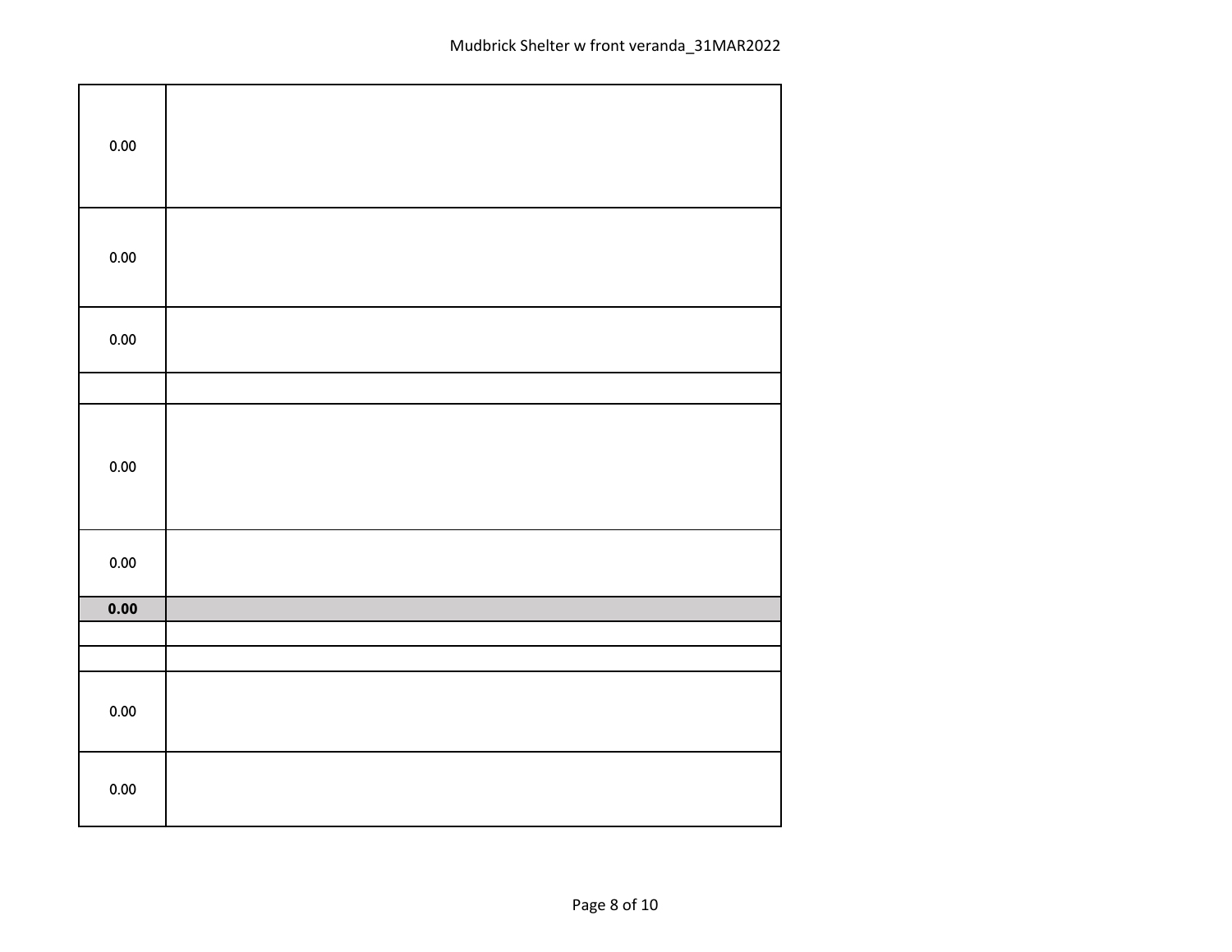| | |
|---|---|
| 0.00 | |
| 0.00 | |
| 0.00 | |
| | |
| 0.00 | |
| 0.00 | |
| **0.00** | |
| | |
| | |
| 0.00 | |
| 0.00 | |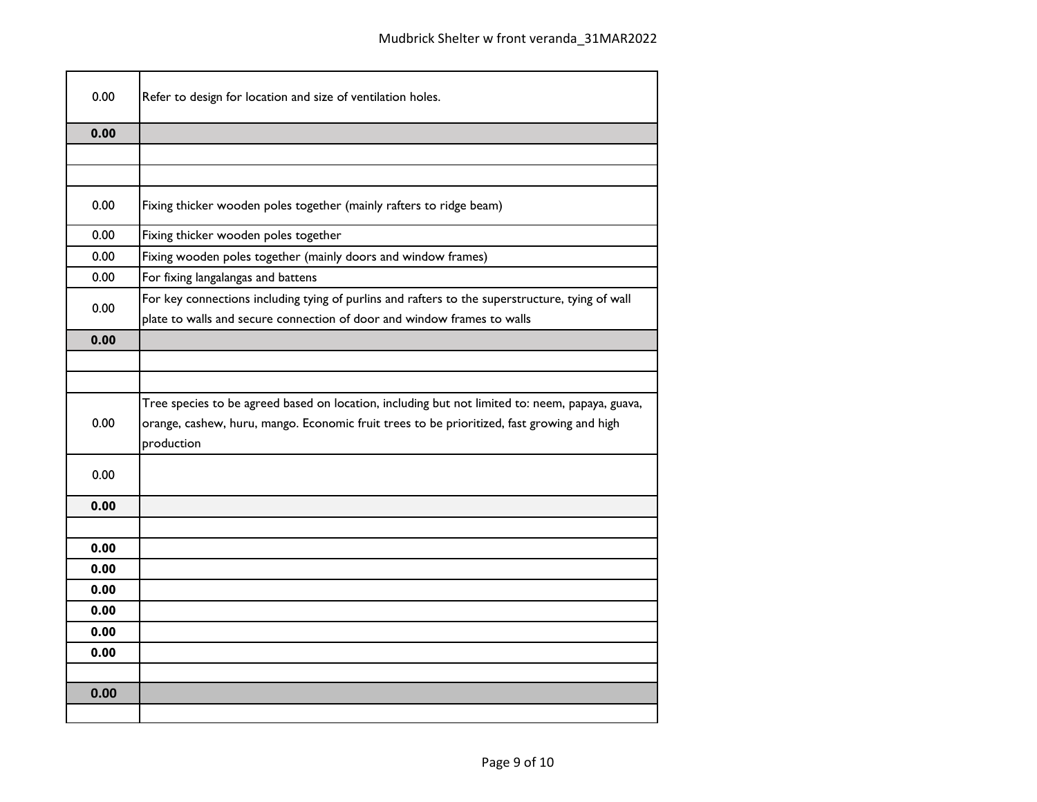| | |
|---|---|
| 0.00 | Refer to design for location and size of ventilation holes. |
| **0.00** | |
| | |
| | |
| 0.00 | Fixing thicker wooden poles together (mainly rafters to ridge beam) |
| 0.00 | Fixing thicker wooden poles together |
| 0.00 | Fixing wooden poles together (mainly doors and window frames) |
| 0.00 | For fixing langalangas and battens |
| 0.00 | For key connections including tying of purlins and rafters to the superstructure, tying of wall plate to walls and secure connection of door and window frames to walls |
| **0.00** | |
| | |
| | |
| 0.00 | Tree species to be agreed based on location, including but not limited to: neem, papaya, guava, orange, cashew, huru, mango. Economic fruit trees to be prioritized, fast growing and high production |
| 0.00 | |
| **0.00** | |
| | |
| **0.00** | |
| **0.00** | |
| **0.00** | |
| **0.00** | |
| **0.00** | |
| **0.00** | |
| | |
| **0.00** | |
| | |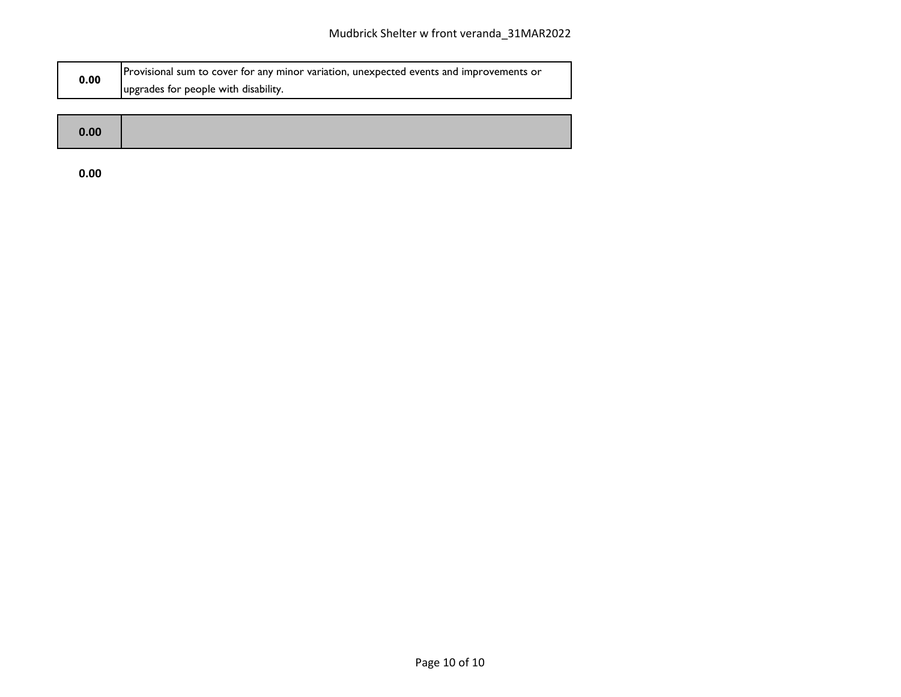| | |
|---|---|
| **0.00** | Provisional sum to cover for any minor variation, unexpected events and improvements or upgrades for people with disability. |

| | |
|---|---|
| **0.00** | |

**0.00**